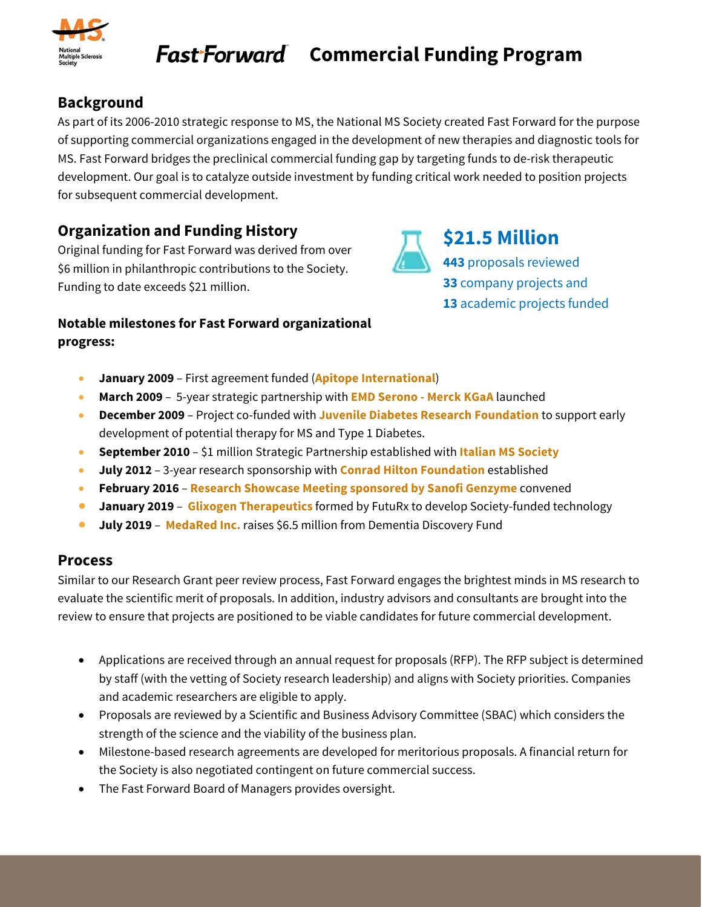# Fast Forward Commercial Funding Program

## Background

As part of its 2006-2010 strategic response to MS, the National MS Society created Fast Forward for the purpose of supporting commercial organizations engaged in the development of new therapies and diagnostic tools for MS. Fast Forward bridges the preclinical commercial funding gap by targeting funds to de-risk therapeutic development. Our goal is to catalyze outside investment by funding critical work needed to position projects for subsequent commercial development.

## Organization and Funding History

Original funding for Fast Forward was derived from over $6 million in philanthropic contributions to the Society. Funding to date exceeds $21 million.

**$21.5 Million**

**443** proposals reviewed
**33** company projects and
**13** academic projects funded

**Notable milestones for Fast Forward organizational progress:**

- **January 2009** – First agreement funded (**Apitope International**)
- **March 2009** – 5-year strategic partnership with **EMD Serono - Merck KGaA** launched
- **December 2009** – Project co-funded with **Juvenile Diabetes Research Foundation** to support early development of potential therapy for MS and Type 1 Diabetes.
- **September 2010** – $1 million Strategic Partnership established with **Italian MS Society**
- **July 2012** – 3-year research sponsorship with **Conrad Hilton Foundation** established
- **February 2016** – **Research Showcase Meeting sponsored by Sanofi Genzyme** convened
- **January 2019** – **Glixogen Therapeutics** formed by FutuRx to develop Society-funded technology
- **July 2019** – **MedaRed Inc.** raises $6.5 million from Dementia Discovery Fund

## Process

Similar to our Research Grant peer review process, Fast Forward engages the brightest minds in MS research to evaluate the scientific merit of proposals. In addition, industry advisors and consultants are brought into the review to ensure that projects are positioned to be viable candidates for future commercial development.

- Applications are received through an annual request for proposals (RFP). The RFP subject is determined by staff (with the vetting of Society research leadership) and aligns with Society priorities. Companies and academic researchers are eligible to apply.
- Proposals are reviewed by a Scientific and Business Advisory Committee (SBAC) which considers the strength of the science and the viability of the business plan.
- Milestone-based research agreements are developed for meritorious proposals. A financial return for the Society is also negotiated contingent on future commercial success.
- The Fast Forward Board of Managers provides oversight.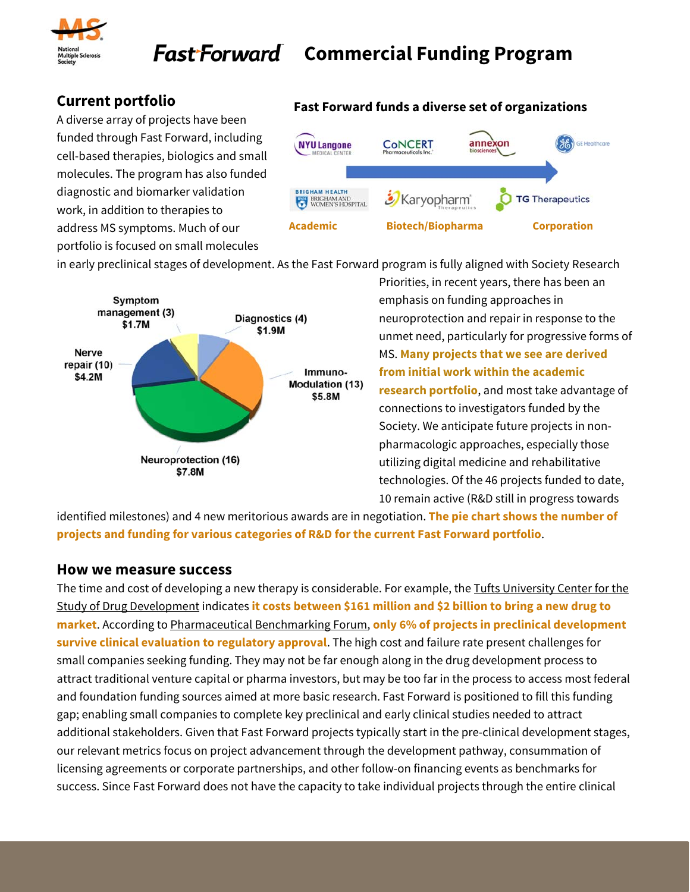# Fast Forward Commercial Funding Program

## Current portfolio

A diverse array of projects have been funded through Fast Forward, including cell-based therapies, biologics and small molecules. The program has also funded diagnostic and biomarker validation work, in addition to therapies to address MS symptoms. Much of our portfolio is focused on small molecules in early preclinical stages of development. As the Fast Forward program is fully aligned with Society Research Priorities, in recent years, there has been an emphasis on funding approaches in neuroprotection and repair in response to the unmet need, particularly for progressive forms of MS. **Many projects that we see are derived from initial work within the academic research portfolio**, and most take advantage of connections to investigators funded by the Society. We anticipate future projects in non-pharmacologic approaches, especially those utilizing digital medicine and rehabilitative technologies. Of the 46 projects funded to date, 10 remain active (R&D still in progress towards identified milestones) and 4 new meritorious awards are in negotiation. **The pie chart shows the number of projects and funding for various categories of R&D for the current Fast Forward portfolio**.

**Fast Forward funds a diverse set of organizations**

Academic: NYU Langone Medical Center; Brigham Health Brigham and Women's Hospital

Biotech/Biopharma: Concert Pharmaceuticals Inc.; Karyopharm Therapeutics; Annexon Biosciences

Corporation: GE Healthcare; TG Therapeutics

| Category | Number of projects | Funding |
|---|---|---|
| Symptom management | 3 | $1.7M |
| Diagnostics | 4 | $1.9M |
| Immuno-Modulation | 13 | $5.8M |
| Neuroprotection | 16 | $7.8M |
| Nerve repair | 10 | $4.2M |

## How we measure success

The time and cost of developing a new therapy is considerable. For example, the Tufts University Center for the Study of Drug Development indicates **it costs between $161 million and $2 billion to bring a new drug to market**. According to Pharmaceutical Benchmarking Forum, **only 6% of projects in preclinical development survive clinical evaluation to regulatory approval**. The high cost and failure rate present challenges for small companies seeking funding. They may not be far enough along in the drug development process to attract traditional venture capital or pharma investors, but may be too far in the process to access most federal and foundation funding sources aimed at more basic research. Fast Forward is positioned to fill this funding gap; enabling small companies to complete key preclinical and early clinical studies needed to attract additional stakeholders. Given that Fast Forward projects typically start in the pre-clinical development stages, our relevant metrics focus on project advancement through the development pathway, consummation of licensing agreements or corporate partnerships, and other follow-on financing events as benchmarks for success. Since Fast Forward does not have the capacity to take individual projects through the entire clinical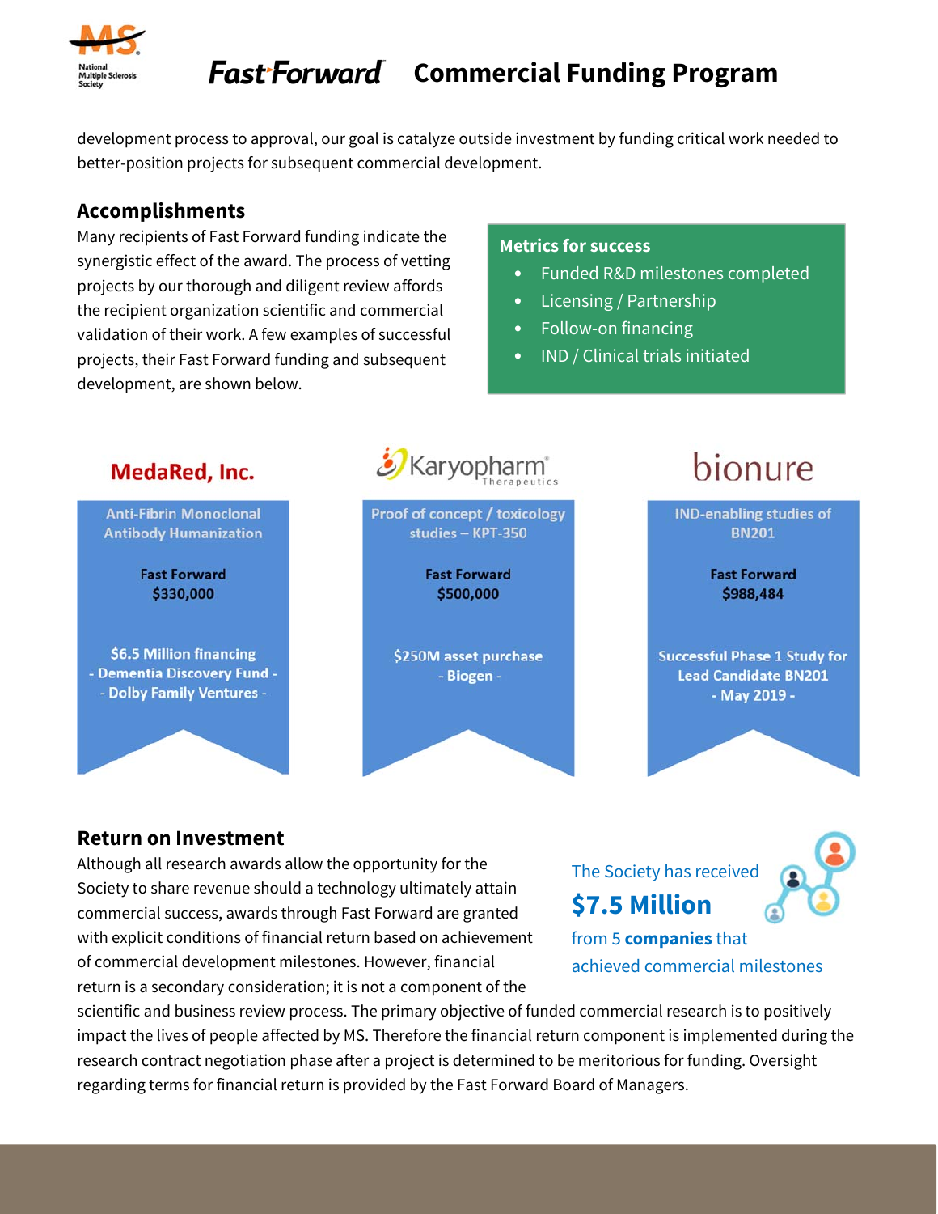development process to approval, our goal is catalyze outside investment by funding critical work needed to better-position projects for subsequent commercial development.

## Accomplishments

Many recipients of Fast Forward funding indicate the synergistic effect of the award. The process of vetting projects by our thorough and diligent review affords the recipient organization scientific and commercial validation of their work. A few examples of successful projects, their Fast Forward funding and subsequent development, are shown below.

**Metrics for success**

- Funded R&D milestones completed
- Licensing / Partnership
- Follow-on financing
- IND / Clinical trials initiated

### MedaRed, Inc.

Anti-Fibrin Monoclonal Antibody Humanization

**Fast Forward**
**$330,000**

**$6.5 Million financing**
**- Dementia Discovery Fund -**
**- Dolby Family Ventures -**

### Karyopharm Therapeutics

Proof of concept / toxicology studies – KPT-350

**Fast Forward**
**$500,000**

**$250M asset purchase**
**- Biogen -**

### bionure

IND-enabling studies of BN201

**Fast Forward**
**$988,484**

**Successful Phase 1 Study for Lead Candidate BN201**
**- May 2019 -**

## Return on Investment

Although all research awards allow the opportunity for the Society to share revenue should a technology ultimately attain commercial success, awards through Fast Forward are granted with explicit conditions of financial return based on achievement of commercial development milestones. However, financial return is a secondary consideration; it is not a component of the scientific and business review process. The primary objective of funded commercial research is to positively impact the lives of people affected by MS. Therefore the financial return component is implemented during the research contract negotiation phase after a project is determined to be meritorious for funding. Oversight regarding terms for financial return is provided by the Fast Forward Board of Managers.

The Society has received **$7.5 Million** from 5 **companies** that achieved commercial milestones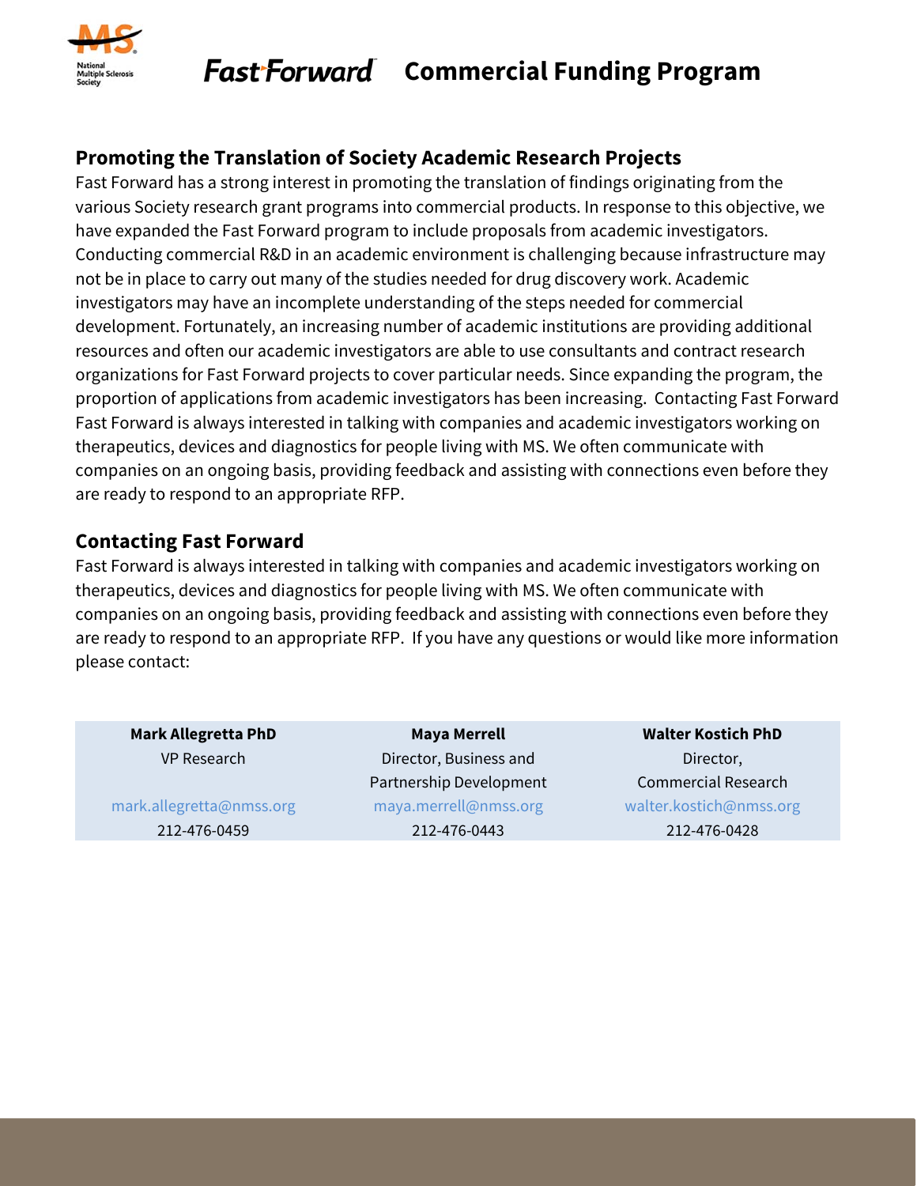## Promoting the Translation of Society Academic Research Projects

Fast Forward has a strong interest in promoting the translation of findings originating from the various Society research grant programs into commercial products. In response to this objective, we have expanded the Fast Forward program to include proposals from academic investigators. Conducting commercial R&D in an academic environment is challenging because infrastructure may not be in place to carry out many of the studies needed for drug discovery work. Academic investigators may have an incomplete understanding of the steps needed for commercial development. Fortunately, an increasing number of academic institutions are providing additional resources and often our academic investigators are able to use consultants and contract research organizations for Fast Forward projects to cover particular needs. Since expanding the program, the proportion of applications from academic investigators has been increasing.  Contacting Fast Forward Fast Forward is always interested in talking with companies and academic investigators working on therapeutics, devices and diagnostics for people living with MS. We often communicate with companies on an ongoing basis, providing feedback and assisting with connections even before they are ready to respond to an appropriate RFP.

## Contacting Fast Forward

Fast Forward is always interested in talking with companies and academic investigators working on therapeutics, devices and diagnostics for people living with MS. We often communicate with companies on an ongoing basis, providing feedback and assisting with connections even before they are ready to respond to an appropriate RFP.  If you have any questions or would like more information please contact:

| | | |
|---|---|---|
| **Mark Allegretta PhD** | **Maya Merrell** | **Walter Kostich PhD** |
| VP Research | Director, Business and Partnership Development | Director, Commercial Research |
| mark.allegretta@nmss.org | maya.merrell@nmss.org | walter.kostich@nmss.org |
| 212-476-0459 | 212-476-0443 | 212-476-0428 |